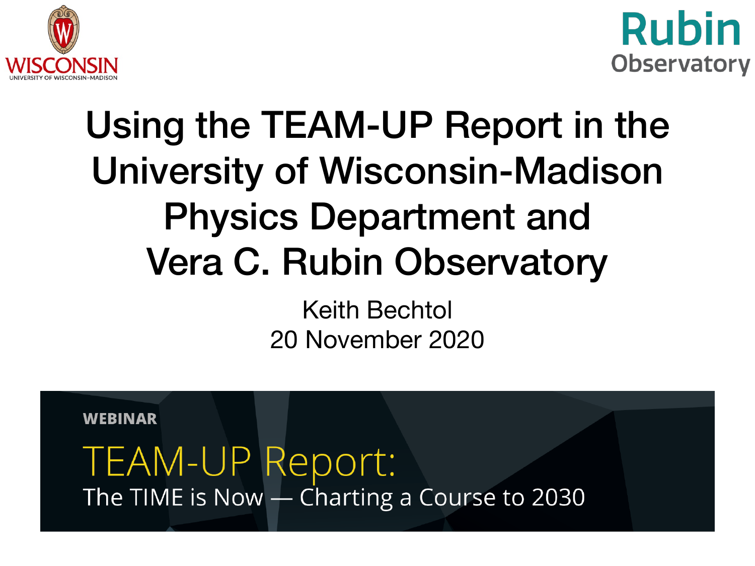WISCONSIN

UNIVERSITY OF WISCONSIN–MADISON

Rubin Observatory

# Using the TEAM-UP Report in the University of Wisconsin-Madison Physics Department and Vera C. Rubin Observatory

Keith Bechtol

20 November 2020

**WEBINAR**

TEAM-UP Report:

The TIME is Now — Charting a Course to 2030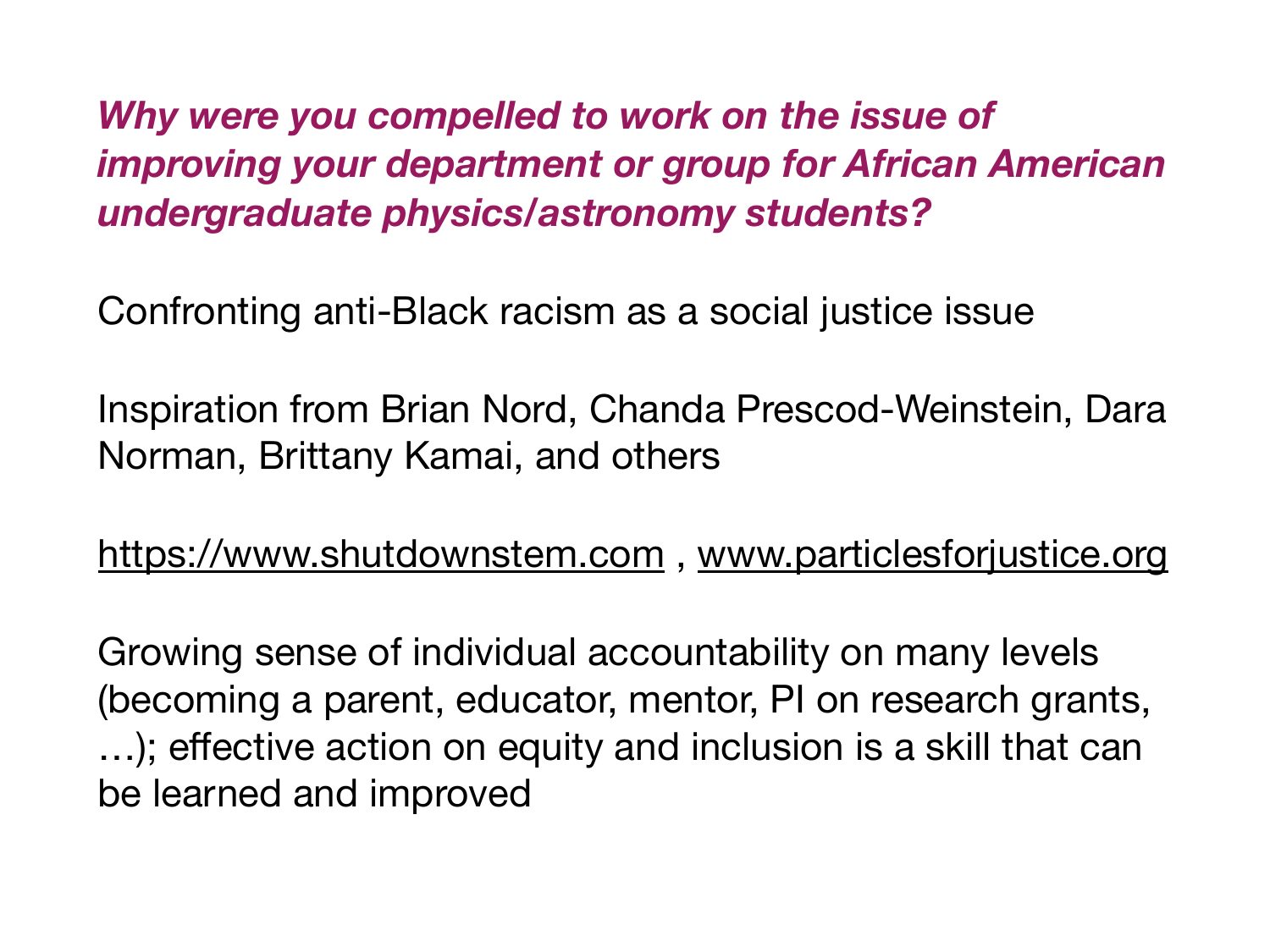***Why were you compelled to work on the issue of improving your department or group for African American undergraduate physics/astronomy students?***

Confronting anti-Black racism as a social justice issue

Inspiration from Brian Nord, Chanda Prescod-Weinstein, Dara Norman, Brittany Kamai, and others

https://www.shutdownstem.com , www.particlesforjustice.org

Growing sense of individual accountability on many levels (becoming a parent, educator, mentor, PI on research grants, …); effective action on equity and inclusion is a skill that can be learned and improved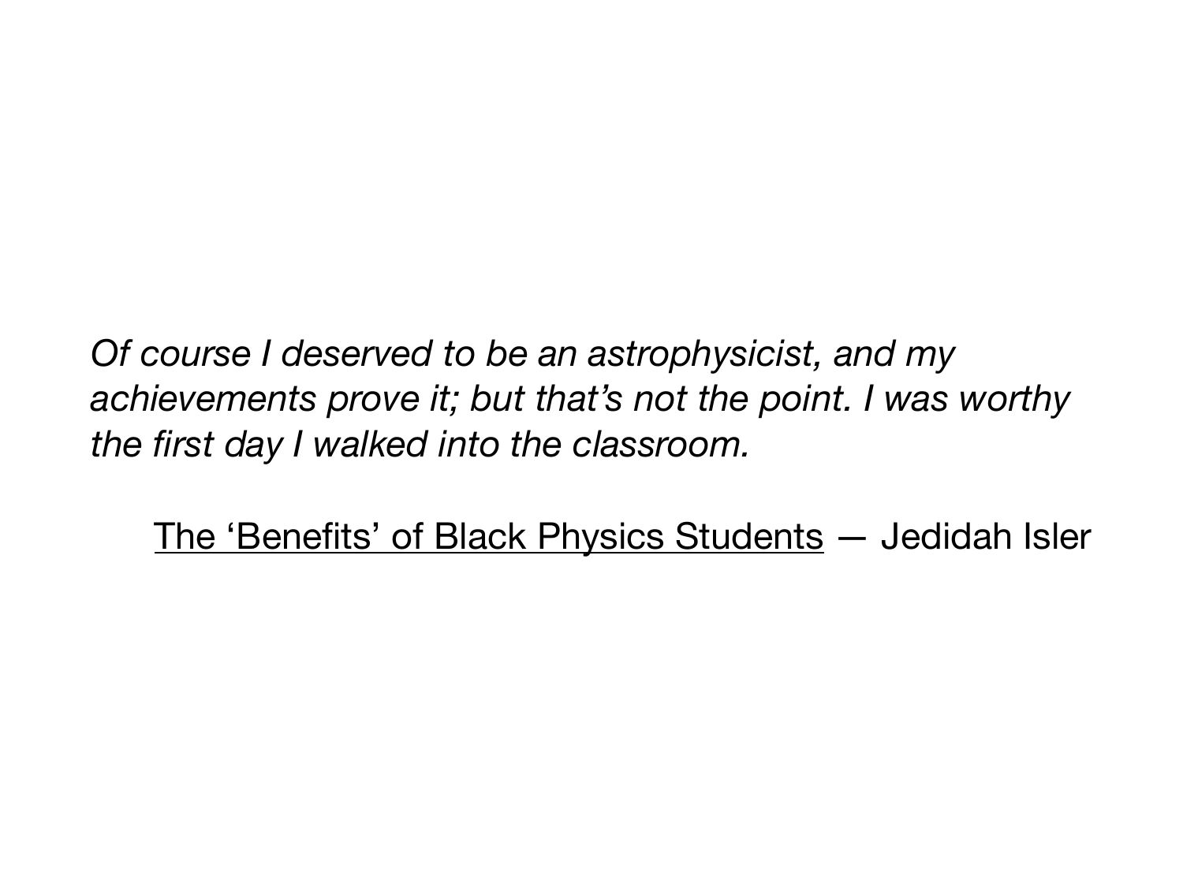*Of course I deserved to be an astrophysicist, and my achievements prove it; but that's not the point. I was worthy the first day I walked into the classroom.*

The 'Benefits' of Black Physics Students — Jedidah Isler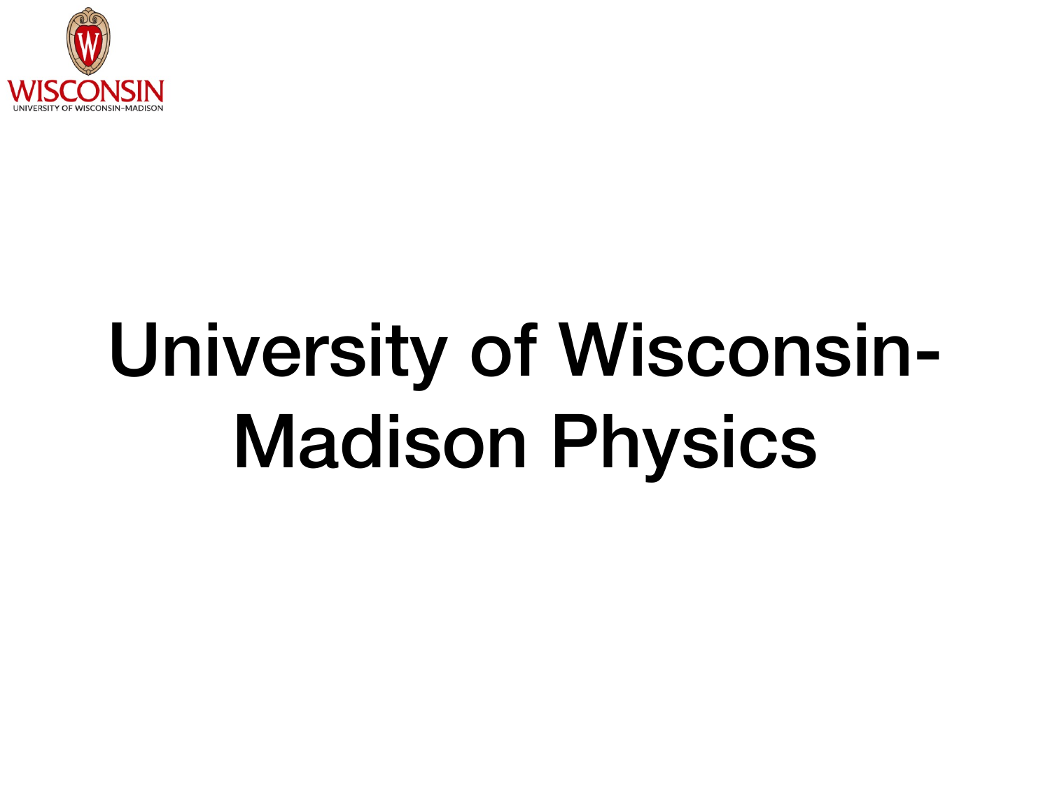WISCONSIN
UNIVERSITY OF WISCONSIN–MADISON

# University of Wisconsin-Madison Physics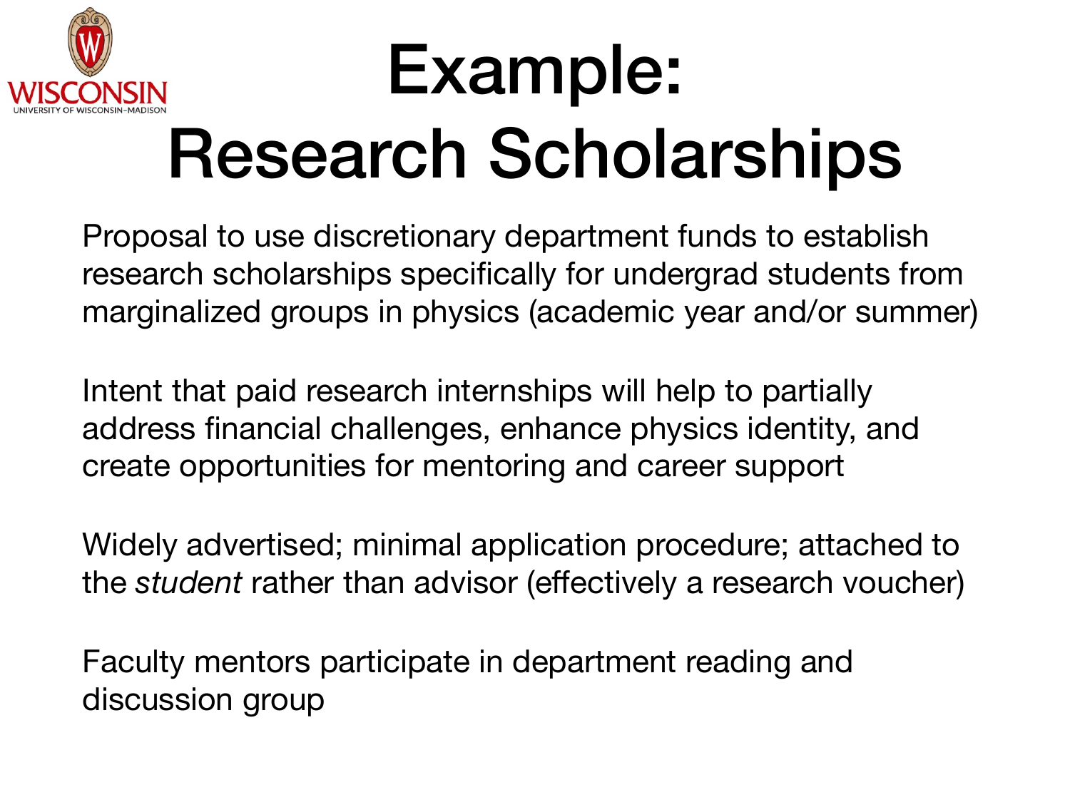# Example: Research Scholarships

Proposal to use discretionary department funds to establish research scholarships specifically for undergrad students from marginalized groups in physics (academic year and/or summer)

Intent that paid research internships will help to partially address financial challenges, enhance physics identity, and create opportunities for mentoring and career support

Widely advertised; minimal application procedure; attached to the *student* rather than advisor (effectively a research voucher)

Faculty mentors participate in department reading and discussion group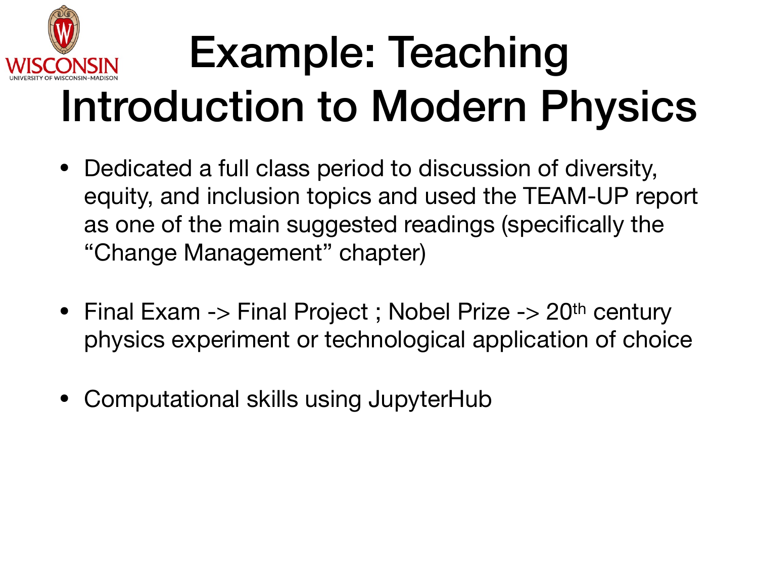# Example: Teaching Introduction to Modern Physics

- Dedicated a full class period to discussion of diversity, equity, and inclusion topics and used the TEAM-UP report as one of the main suggested readings (specifically the “Change Management” chapter)

- Final Exam -> Final Project ; Nobel Prize -> $20^{th}$ century physics experiment or technological application of choice

- Computational skills using JupyterHub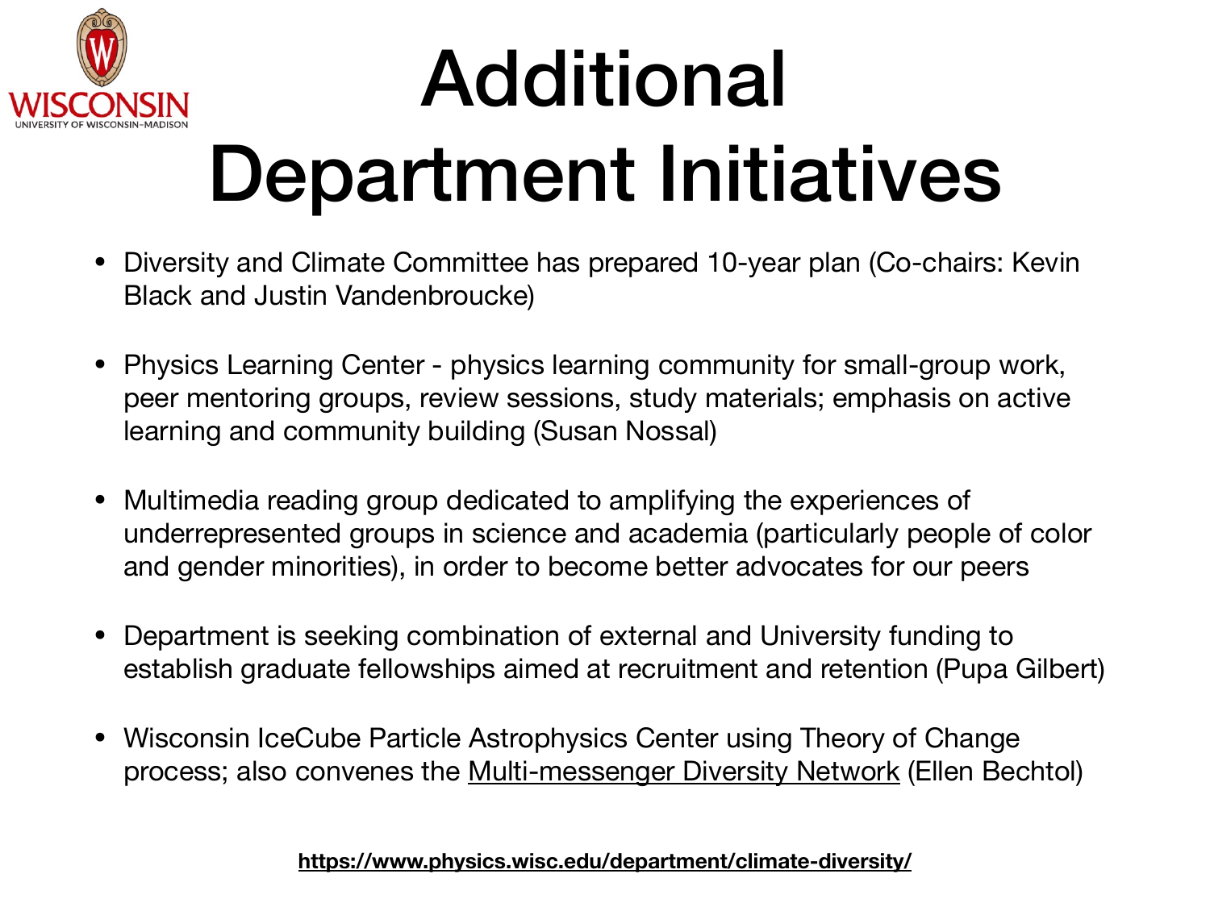# Additional Department Initiatives

- Diversity and Climate Committee has prepared 10-year plan (Co-chairs: Kevin Black and Justin Vandenbroucke)
- Physics Learning Center - physics learning community for small-group work, peer mentoring groups, review sessions, study materials; emphasis on active learning and community building (Susan Nossal)
- Multimedia reading group dedicated to amplifying the experiences of underrepresented groups in science and academia (particularly people of color and gender minorities), in order to become better advocates for our peers
- Department is seeking combination of external and University funding to establish graduate fellowships aimed at recruitment and retention (Pupa Gilbert)
- Wisconsin IceCube Particle Astrophysics Center using Theory of Change process; also convenes the Multi-messenger Diversity Network (Ellen Bechtol)

**https://www.physics.wisc.edu/department/climate-diversity/**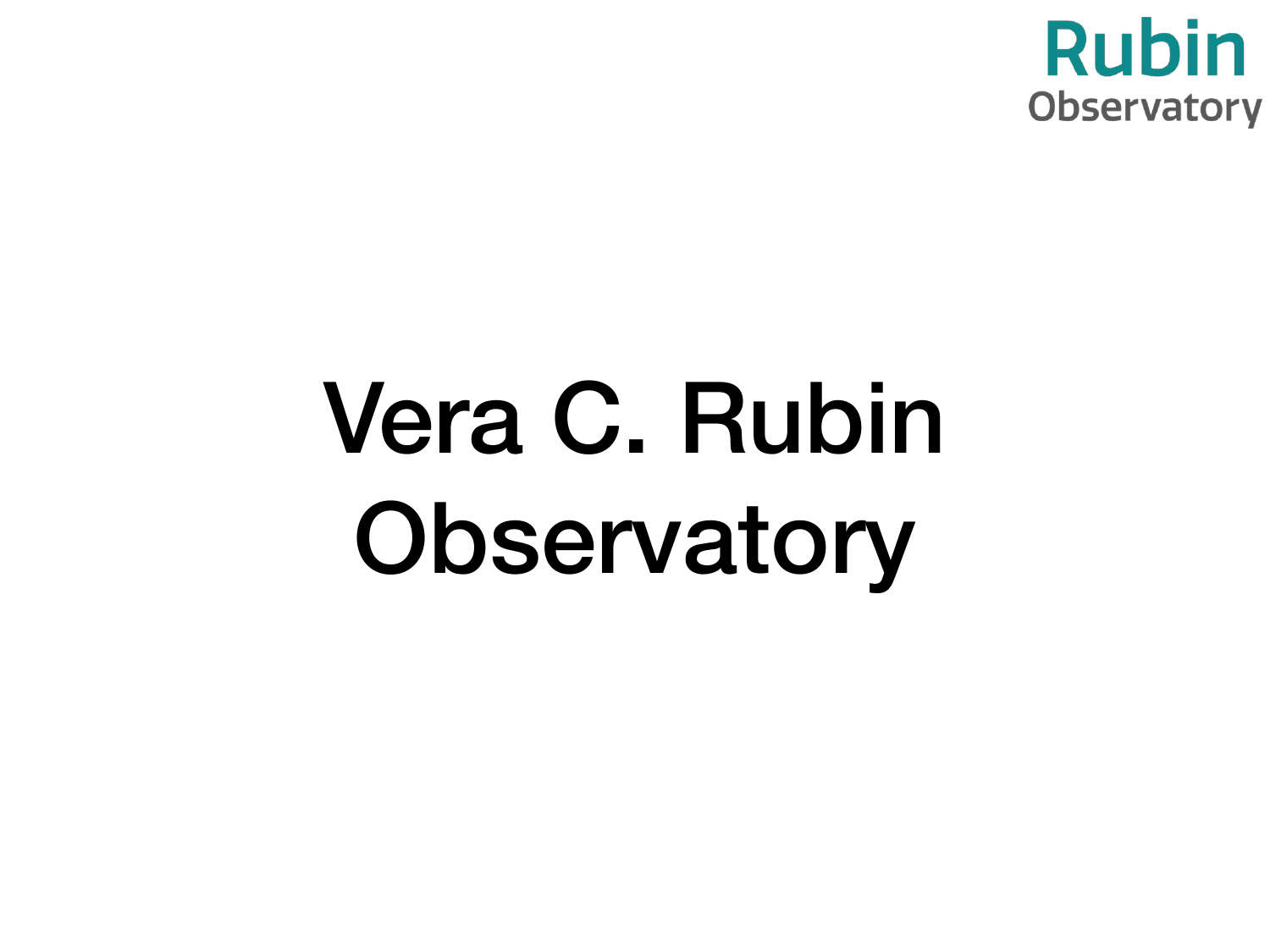# Vera C. Rubin Observatory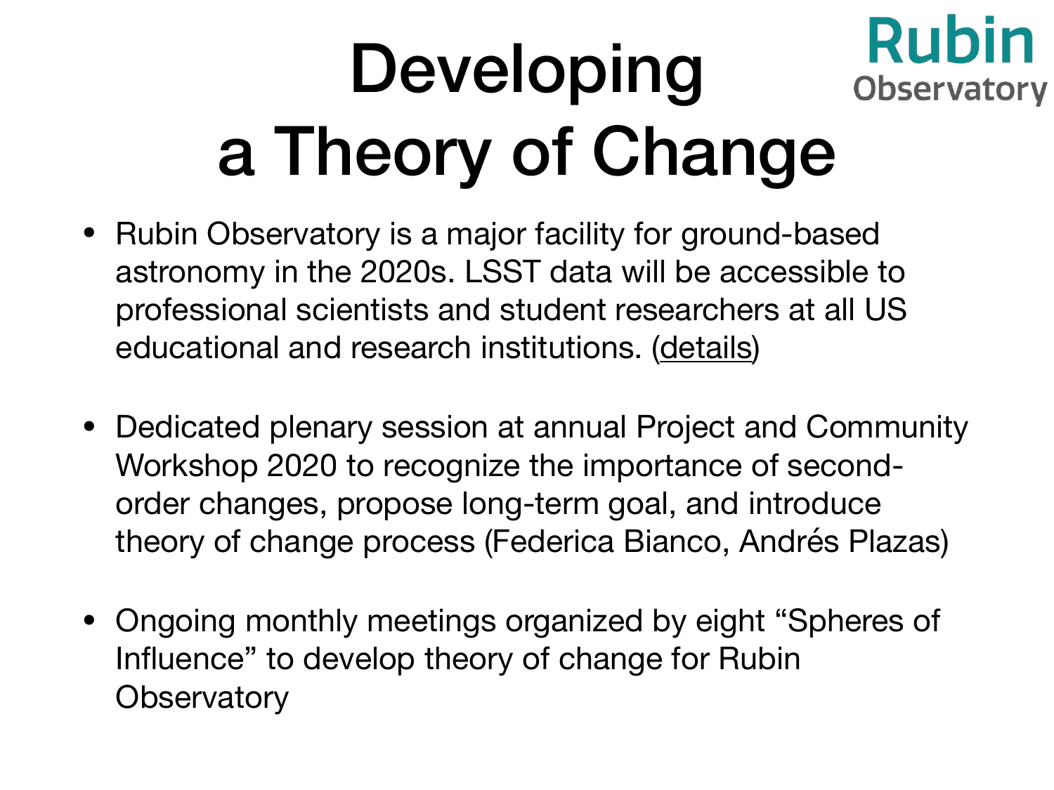# Developing a Theory of Change

Rubin Observatory

- Rubin Observatory is a major facility for ground-based astronomy in the 2020s. LSST data will be accessible to professional scientists and student researchers at all US educational and research institutions. (details)

- Dedicated plenary session at annual Project and Community Workshop 2020 to recognize the importance of second-order changes, propose long-term goal, and introduce theory of change process (Federica Bianco, Andrés Plazas)

- Ongoing monthly meetings organized by eight "Spheres of Influence" to develop theory of change for Rubin Observatory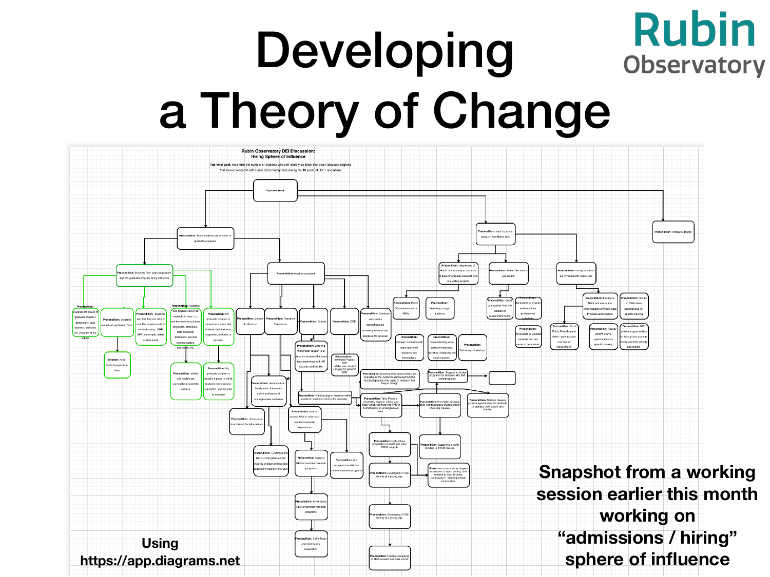# Developing a Theory of Change

Rubin Observatory

**Rubin Observatory DEI Discussion: Hiring Sphere of Influence**

Top level goal: maximize the number of students who self-identify as Black that attain graduate degrees that involve research with Rubin Observatory data during the 10 years of LSST operations

Snapshot from a working session earlier this month working on "admissions / hiring" sphere of influence

Using https://app.diagrams.net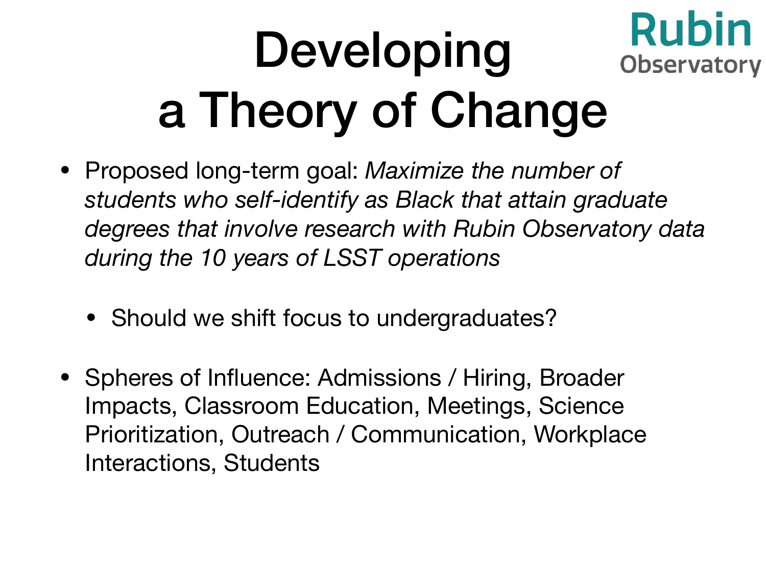# Developing a Theory of Change

Rubin Observatory

- Proposed long-term goal: *Maximize the number of students who self-identify as Black that attain graduate degrees that involve research with Rubin Observatory data during the 10 years of LSST operations*
  - Should we shift focus to undergraduates?
- Spheres of Influence: Admissions / Hiring, Broader Impacts, Classroom Education, Meetings, Science Prioritization, Outreach / Communication, Workplace Interactions, Students